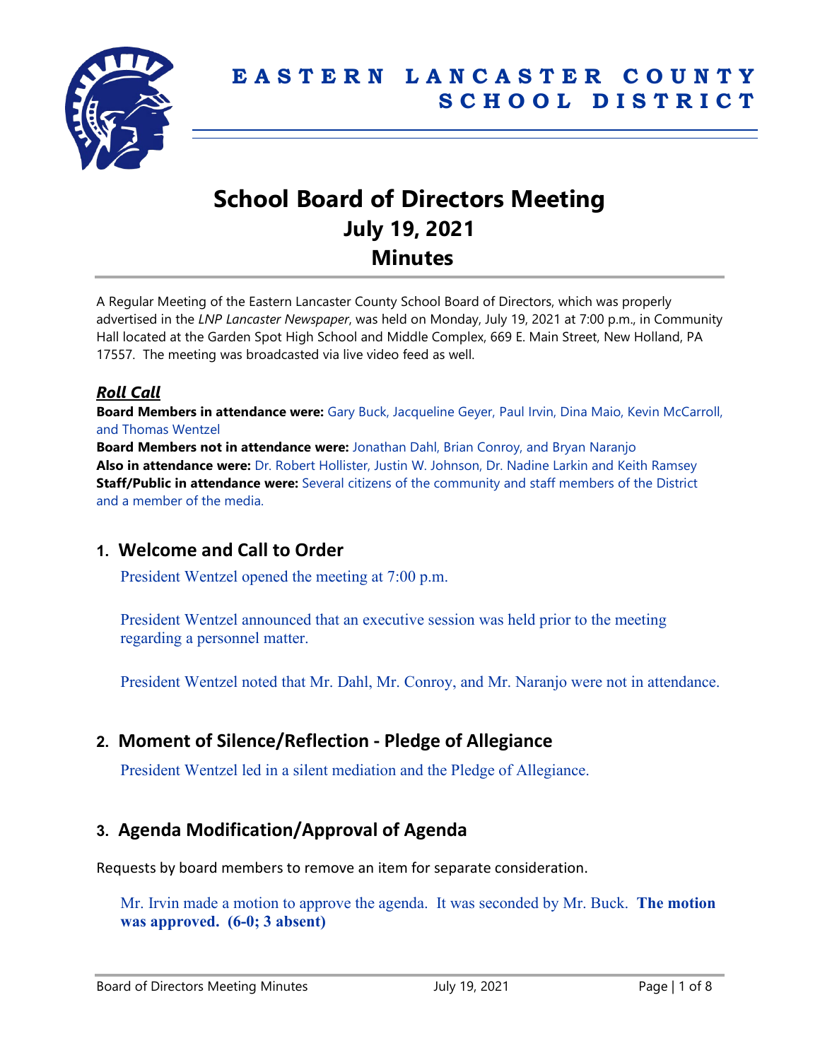# EASTERN LANCASTER COUNTY SCHOOL DISTRICT

# School Board of Directors Meeting
## July 19, 2021
## Minutes

A Regular Meeting of the Eastern Lancaster County School Board of Directors, which was properly advertised in the *LNP Lancaster Newspaper*, was held on Monday, July 19, 2021 at 7:00 p.m., in Community Hall located at the Garden Spot High School and Middle Complex, 669 E. Main Street, New Holland, PA 17557. The meeting was broadcasted via live video feed as well.

### ***Roll Call***

**Board Members in attendance were:** Gary Buck, Jacqueline Geyer, Paul Irvin, Dina Maio, Kevin McCarroll, and Thomas Wentzel
**Board Members not in attendance were:** Jonathan Dahl, Brian Conroy, and Bryan Naranjo
**Also in attendance were:** Dr. Robert Hollister, Justin W. Johnson, Dr. Nadine Larkin and Keith Ramsey
**Staff/Public in attendance were:** Several citizens of the community and staff members of the District and a member of the media.

## 1. Welcome and Call to Order

President Wentzel opened the meeting at 7:00 p.m.

President Wentzel announced that an executive session was held prior to the meeting regarding a personnel matter.

President Wentzel noted that Mr. Dahl, Mr. Conroy, and Mr. Naranjo were not in attendance.

## 2. Moment of Silence/Reflection - Pledge of Allegiance

President Wentzel led in a silent mediation and the Pledge of Allegiance.

## 3. Agenda Modification/Approval of Agenda

Requests by board members to remove an item for separate consideration.

Mr. Irvin made a motion to approve the agenda. It was seconded by Mr. Buck. **The motion was approved. (6-0; 3 absent)**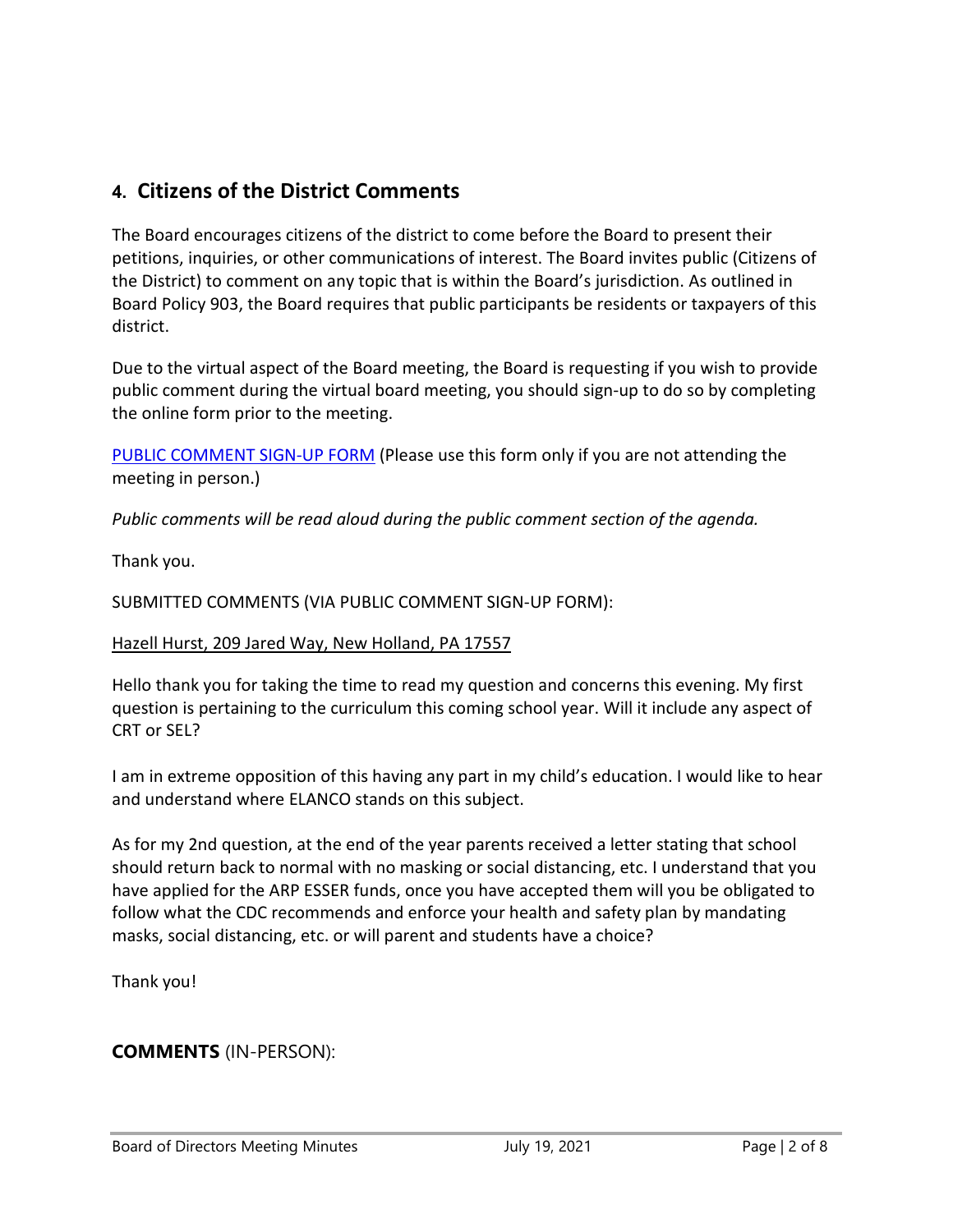## 4. Citizens of the District Comments

The Board encourages citizens of the district to come before the Board to present their petitions, inquiries, or other communications of interest. The Board invites public (Citizens of the District) to comment on any topic that is within the Board's jurisdiction. As outlined in Board Policy 903, the Board requires that public participants be residents or taxpayers of this district.

Due to the virtual aspect of the Board meeting, the Board is requesting if you wish to provide public comment during the virtual board meeting, you should sign-up to do so by completing the online form prior to the meeting.

PUBLIC COMMENT SIGN-UP FORM (Please use this form only if you are not attending the meeting in person.)

*Public comments will be read aloud during the public comment section of the agenda.*

Thank you.

SUBMITTED COMMENTS (VIA PUBLIC COMMENT SIGN-UP FORM):

Hazell Hurst, 209 Jared Way, New Holland, PA 17557

Hello thank you for taking the time to read my question and concerns this evening. My first question is pertaining to the curriculum this coming school year. Will it include any aspect of CRT or SEL?

I am in extreme opposition of this having any part in my child's education. I would like to hear and understand where ELANCO stands on this subject.

As for my 2nd question, at the end of the year parents received a letter stating that school should return back to normal with no masking or social distancing, etc. I understand that you have applied for the ARP ESSER funds, once you have accepted them will you be obligated to follow what the CDC recommends and enforce your health and safety plan by mandating masks, social distancing, etc. or will parent and students have a choice?

Thank you!

**COMMENTS** (IN-PERSON):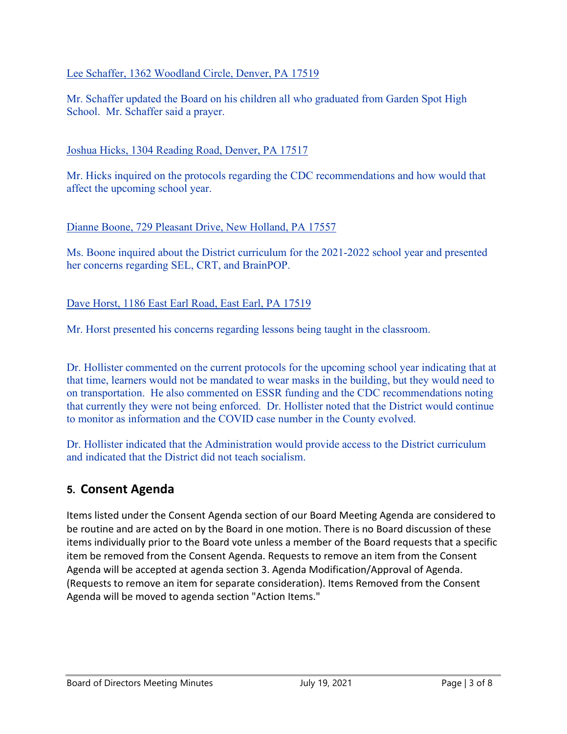Lee Schaffer, 1362 Woodland Circle, Denver, PA 17519

Mr. Schaffer updated the Board on his children all who graduated from Garden Spot High School. Mr. Schaffer said a prayer.

Joshua Hicks, 1304 Reading Road, Denver, PA 17517

Mr. Hicks inquired on the protocols regarding the CDC recommendations and how would that affect the upcoming school year.

Dianne Boone, 729 Pleasant Drive, New Holland, PA 17557

Ms. Boone inquired about the District curriculum for the 2021-2022 school year and presented her concerns regarding SEL, CRT, and BrainPOP.

Dave Horst, 1186 East Earl Road, East Earl, PA 17519

Mr. Horst presented his concerns regarding lessons being taught in the classroom.

Dr. Hollister commented on the current protocols for the upcoming school year indicating that at that time, learners would not be mandated to wear masks in the building, but they would need to on transportation. He also commented on ESSR funding and the CDC recommendations noting that currently they were not being enforced. Dr. Hollister noted that the District would continue to monitor as information and the COVID case number in the County evolved.

Dr. Hollister indicated that the Administration would provide access to the District curriculum and indicated that the District did not teach socialism.

## 5. Consent Agenda

Items listed under the Consent Agenda section of our Board Meeting Agenda are considered to be routine and are acted on by the Board in one motion. There is no Board discussion of these items individually prior to the Board vote unless a member of the Board requests that a specific item be removed from the Consent Agenda. Requests to remove an item from the Consent Agenda will be accepted at agenda section 3. Agenda Modification/Approval of Agenda. (Requests to remove an item for separate consideration). Items Removed from the Consent Agenda will be moved to agenda section "Action Items."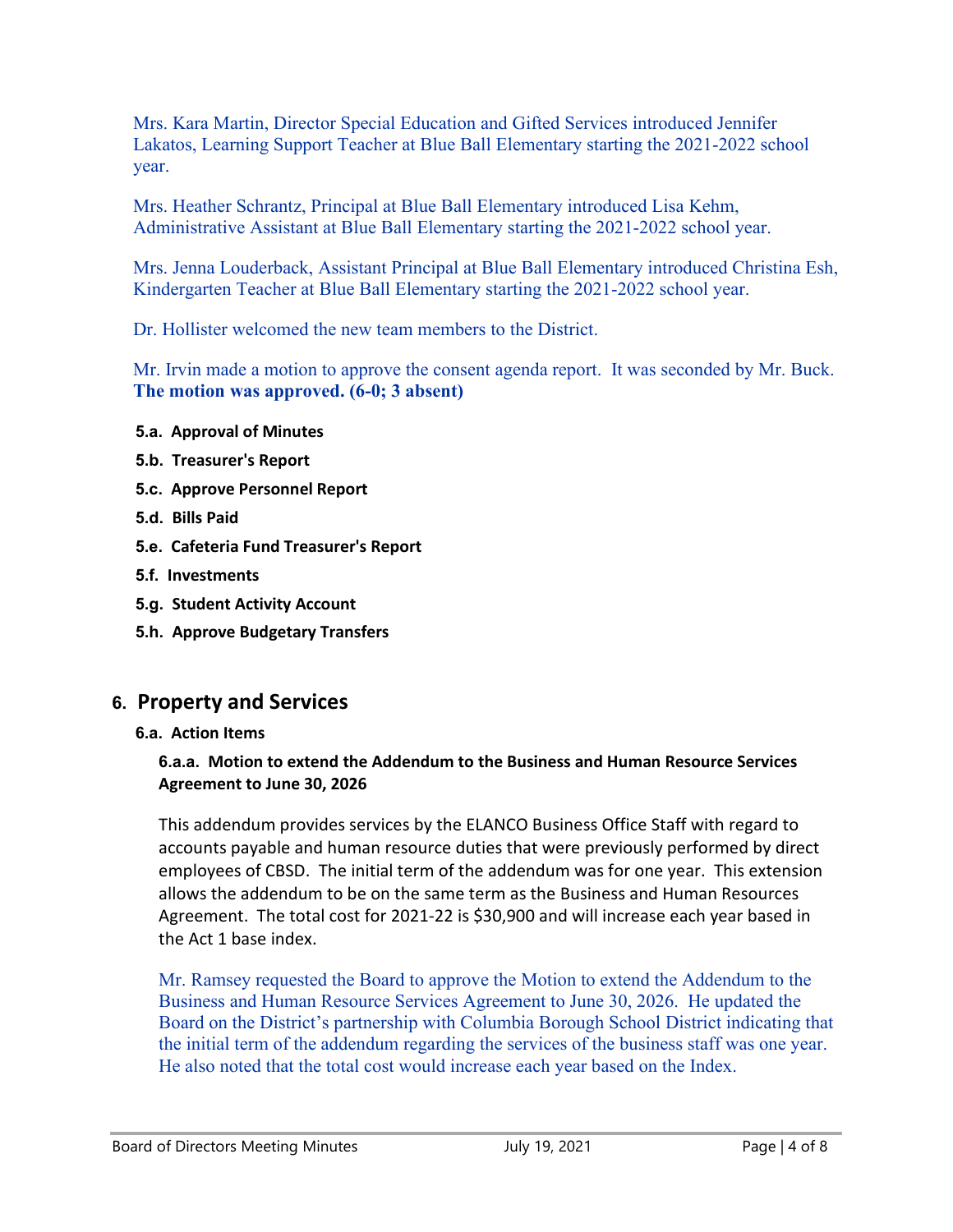Mrs. Kara Martin, Director Special Education and Gifted Services introduced Jennifer Lakatos, Learning Support Teacher at Blue Ball Elementary starting the 2021-2022 school year.

Mrs. Heather Schrantz, Principal at Blue Ball Elementary introduced Lisa Kehm, Administrative Assistant at Blue Ball Elementary starting the 2021-2022 school year.

Mrs. Jenna Louderback, Assistant Principal at Blue Ball Elementary introduced Christina Esh, Kindergarten Teacher at Blue Ball Elementary starting the 2021-2022 school year.

Dr. Hollister welcomed the new team members to the District.

Mr. Irvin made a motion to approve the consent agenda report. It was seconded by Mr. Buck. **The motion was approved. (6-0; 3 absent)**

**5.a. Approval of Minutes**

**5.b. Treasurer's Report**

**5.c. Approve Personnel Report**

**5.d. Bills Paid**

**5.e. Cafeteria Fund Treasurer's Report**

**5.f. Investments**

**5.g. Student Activity Account**

**5.h. Approve Budgetary Transfers**

## 6. Property and Services

### 6.a. Action Items

#### 6.a.a. Motion to extend the Addendum to the Business and Human Resource Services Agreement to June 30, 2026

This addendum provides services by the ELANCO Business Office Staff with regard to accounts payable and human resource duties that were previously performed by direct employees of CBSD. The initial term of the addendum was for one year. This extension allows the addendum to be on the same term as the Business and Human Resources Agreement. The total cost for 2021-22 is $30,900 and will increase each year based in the Act 1 base index.

Mr. Ramsey requested the Board to approve the Motion to extend the Addendum to the Business and Human Resource Services Agreement to June 30, 2026. He updated the Board on the District's partnership with Columbia Borough School District indicating that the initial term of the addendum regarding the services of the business staff was one year. He also noted that the total cost would increase each year based on the Index.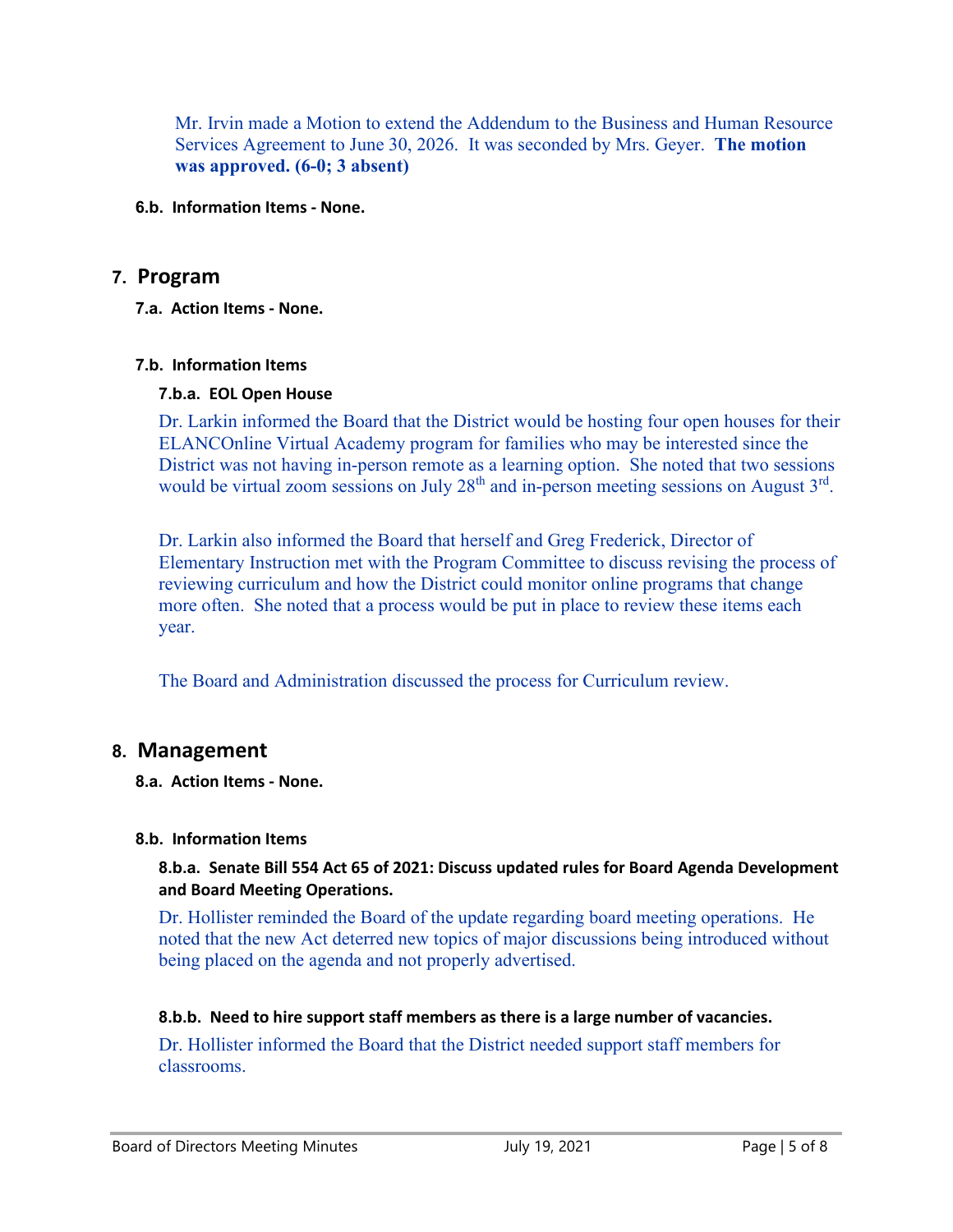Mr. Irvin made a Motion to extend the Addendum to the Business and Human Resource Services Agreement to June 30, 2026. It was seconded by Mrs. Geyer. **The motion was approved. (6-0; 3 absent)**

#### 6.b. Information Items - None.

## 7. Program

#### 7.a. Action Items - None.

#### 7.b. Information Items

##### 7.b.a. EOL Open House

Dr. Larkin informed the Board that the District would be hosting four open houses for their ELANCOnline Virtual Academy program for families who may be interested since the District was not having in-person remote as a learning option. She noted that two sessions would be virtual zoom sessions on July 28th and in-person meeting sessions on August 3rd.

Dr. Larkin also informed the Board that herself and Greg Frederick, Director of Elementary Instruction met with the Program Committee to discuss revising the process of reviewing curriculum and how the District could monitor online programs that change more often. She noted that a process would be put in place to review these items each year.

The Board and Administration discussed the process for Curriculum review.

## 8. Management

#### 8.a. Action Items - None.

#### 8.b. Information Items

##### 8.b.a. Senate Bill 554 Act 65 of 2021: Discuss updated rules for Board Agenda Development and Board Meeting Operations.

Dr. Hollister reminded the Board of the update regarding board meeting operations. He noted that the new Act deterred new topics of major discussions being introduced without being placed on the agenda and not properly advertised.

##### 8.b.b. Need to hire support staff members as there is a large number of vacancies.

Dr. Hollister informed the Board that the District needed support staff members for classrooms.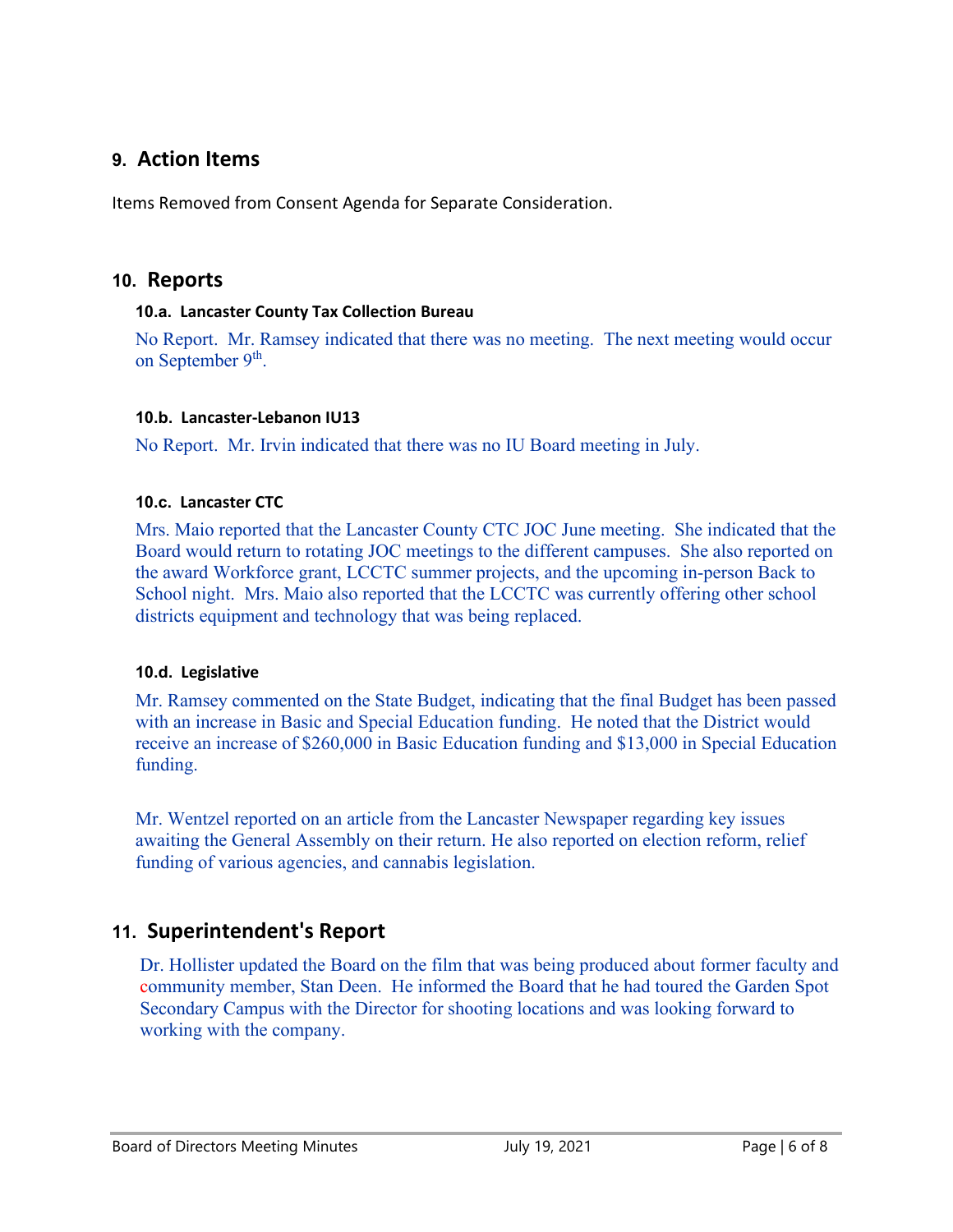## 9. Action Items

Items Removed from Consent Agenda for Separate Consideration.

## 10. Reports

### 10.a. Lancaster County Tax Collection Bureau

No Report. Mr. Ramsey indicated that there was no meeting. The next meeting would occur on September 9th.

### 10.b. Lancaster-Lebanon IU13

No Report. Mr. Irvin indicated that there was no IU Board meeting in July.

### 10.c. Lancaster CTC

Mrs. Maio reported that the Lancaster County CTC JOC June meeting. She indicated that the Board would return to rotating JOC meetings to the different campuses. She also reported on the award Workforce grant, LCCTC summer projects, and the upcoming in-person Back to School night. Mrs. Maio also reported that the LCCTC was currently offering other school districts equipment and technology that was being replaced.

### 10.d. Legislative

Mr. Ramsey commented on the State Budget, indicating that the final Budget has been passed with an increase in Basic and Special Education funding. He noted that the District would receive an increase of $260,000 in Basic Education funding and $13,000 in Special Education funding.

Mr. Wentzel reported on an article from the Lancaster Newspaper regarding key issues awaiting the General Assembly on their return. He also reported on election reform, relief funding of various agencies, and cannabis legislation.

## 11. Superintendent's Report

Dr. Hollister updated the Board on the film that was being produced about former faculty and community member, Stan Deen. He informed the Board that he had toured the Garden Spot Secondary Campus with the Director for shooting locations and was looking forward to working with the company.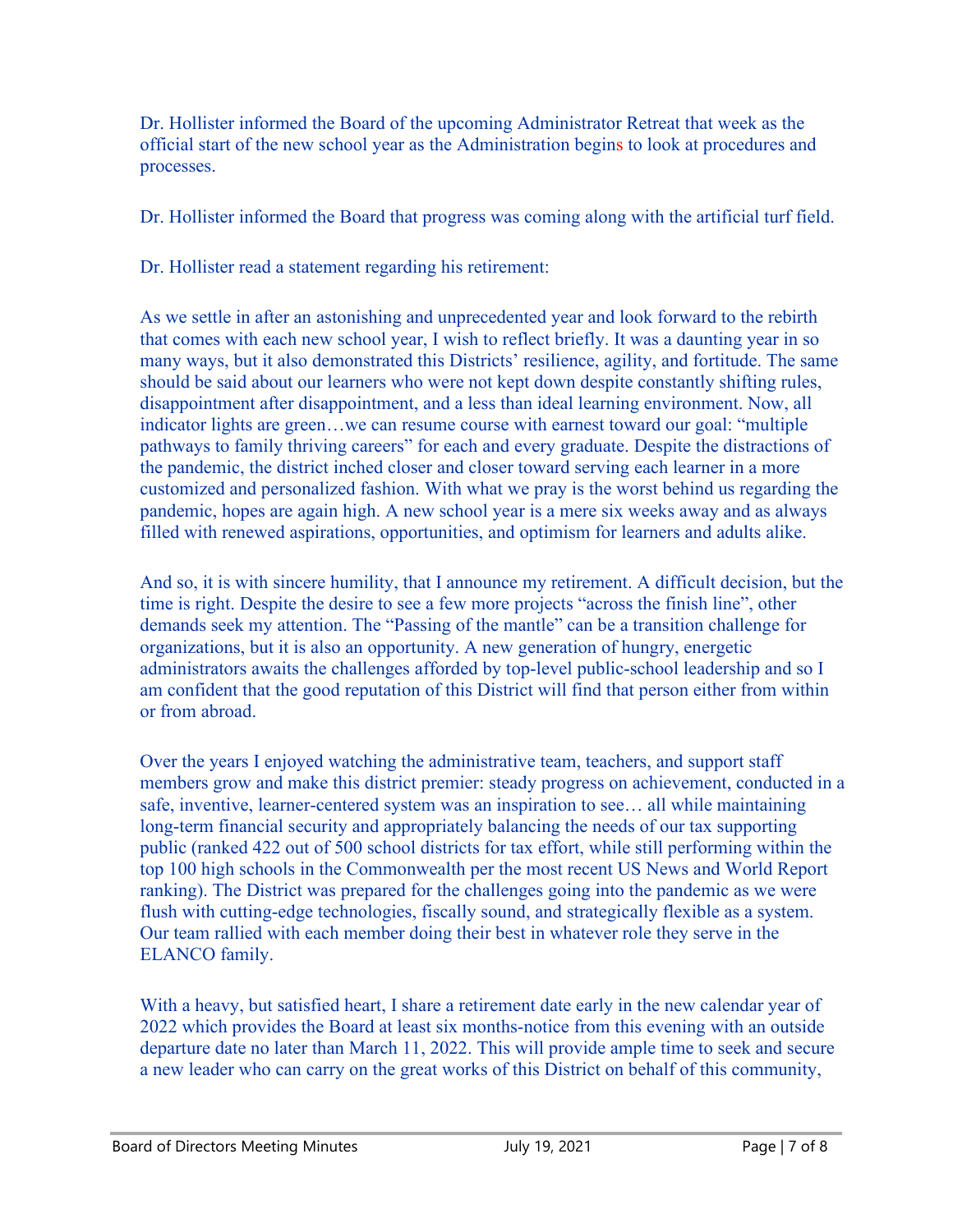Dr. Hollister informed the Board of the upcoming Administrator Retreat that week as the official start of the new school year as the Administration begins to look at procedures and processes.

Dr. Hollister informed the Board that progress was coming along with the artificial turf field.

Dr. Hollister read a statement regarding his retirement:

As we settle in after an astonishing and unprecedented year and look forward to the rebirth that comes with each new school year, I wish to reflect briefly. It was a daunting year in so many ways, but it also demonstrated this Districts' resilience, agility, and fortitude. The same should be said about our learners who were not kept down despite constantly shifting rules, disappointment after disappointment, and a less than ideal learning environment. Now, all indicator lights are green…we can resume course with earnest toward our goal: "multiple pathways to family thriving careers" for each and every graduate. Despite the distractions of the pandemic, the district inched closer and closer toward serving each learner in a more customized and personalized fashion. With what we pray is the worst behind us regarding the pandemic, hopes are again high. A new school year is a mere six weeks away and as always filled with renewed aspirations, opportunities, and optimism for learners and adults alike.

And so, it is with sincere humility, that I announce my retirement. A difficult decision, but the time is right. Despite the desire to see a few more projects "across the finish line", other demands seek my attention. The "Passing of the mantle" can be a transition challenge for organizations, but it is also an opportunity. A new generation of hungry, energetic administrators awaits the challenges afforded by top-level public-school leadership and so I am confident that the good reputation of this District will find that person either from within or from abroad.

Over the years I enjoyed watching the administrative team, teachers, and support staff members grow and make this district premier: steady progress on achievement, conducted in a safe, inventive, learner-centered system was an inspiration to see… all while maintaining long-term financial security and appropriately balancing the needs of our tax supporting public (ranked 422 out of 500 school districts for tax effort, while still performing within the top 100 high schools in the Commonwealth per the most recent US News and World Report ranking). The District was prepared for the challenges going into the pandemic as we were flush with cutting-edge technologies, fiscally sound, and strategically flexible as a system. Our team rallied with each member doing their best in whatever role they serve in the ELANCO family.

With a heavy, but satisfied heart, I share a retirement date early in the new calendar year of 2022 which provides the Board at least six months-notice from this evening with an outside departure date no later than March 11, 2022. This will provide ample time to seek and secure a new leader who can carry on the great works of this District on behalf of this community,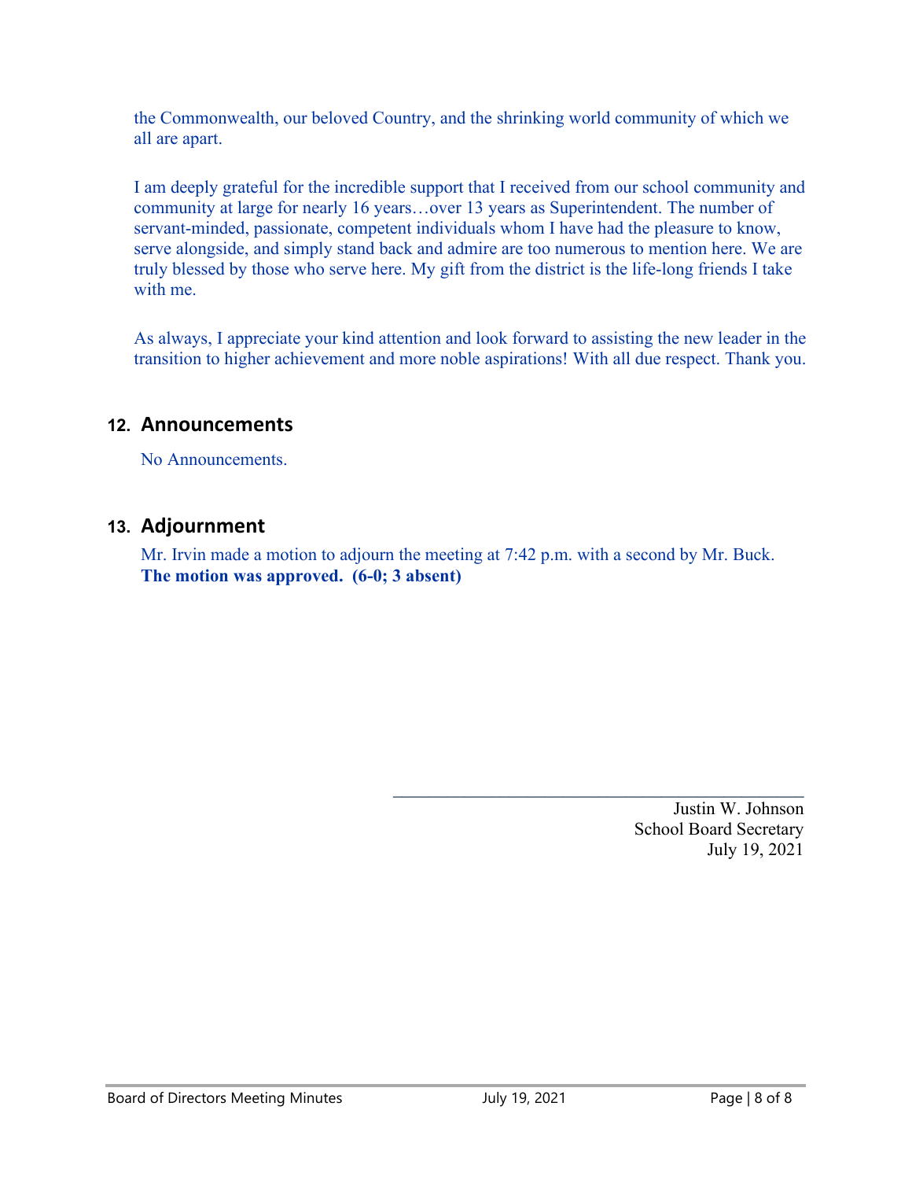the Commonwealth, our beloved Country, and the shrinking world community of which we all are apart.

I am deeply grateful for the incredible support that I received from our school community and community at large for nearly 16 years…over 13 years as Superintendent. The number of servant-minded, passionate, competent individuals whom I have had the pleasure to know, serve alongside, and simply stand back and admire are too numerous to mention here. We are truly blessed by those who serve here. My gift from the district is the life-long friends I take with me.

As always, I appreciate your kind attention and look forward to assisting the new leader in the transition to higher achievement and more noble aspirations! With all due respect. Thank you.

## 12. Announcements

No Announcements.

## 13. Adjournment

Mr. Irvin made a motion to adjourn the meeting at 7:42 p.m. with a second by Mr. Buck. **The motion was approved. (6-0; 3 absent)**

\_\_\_\_\_\_\_\_\_\_\_\_\_\_\_\_\_\_\_\_\_\_\_\_\_\_\_\_\_\_\_\_\_\_\_\_\_\_\_\_\_\_

Justin W. Johnson
School Board Secretary
July 19, 2021